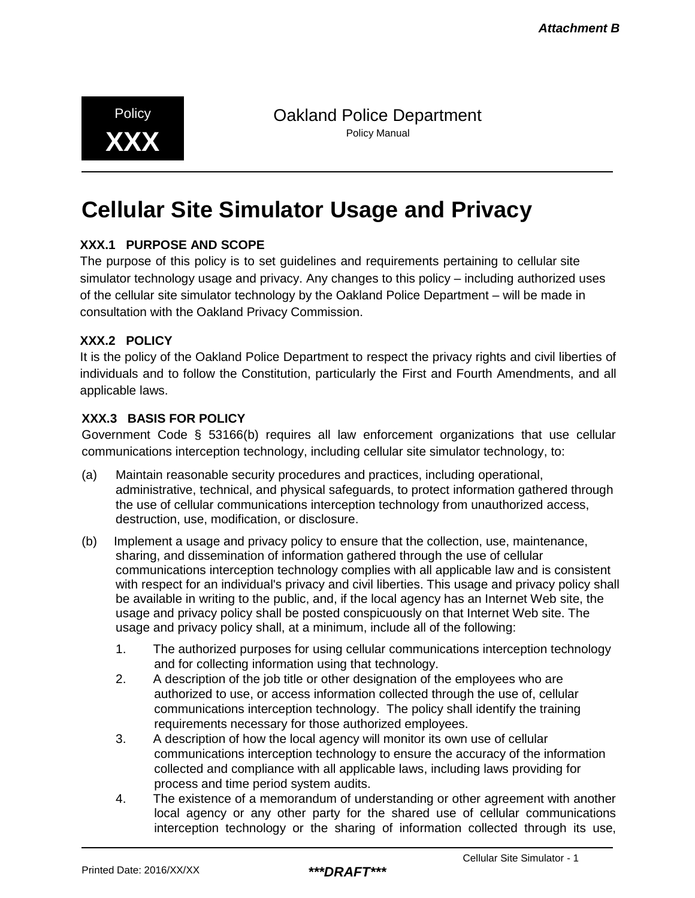Attachment B

Policy **XXX**

Oakland Police Department
Policy Manual

# Cellular Site Simulator Usage and Privacy

### XXX.1 PURPOSE AND SCOPE

The purpose of this policy is to set guidelines and requirements pertaining to cellular site simulator technology usage and privacy. Any changes to this policy – including authorized uses of the cellular site simulator technology by the Oakland Police Department – will be made in consultation with the Oakland Privacy Commission.

### XXX.2 POLICY

It is the policy of the Oakland Police Department to respect the privacy rights and civil liberties of individuals and to follow the Constitution, particularly the First and Fourth Amendments, and all applicable laws.

### XXX.3 BASIS FOR POLICY

Government Code § 53166(b) requires all law enforcement organizations that use cellular communications interception technology, including cellular site simulator technology, to:

(a) Maintain reasonable security procedures and practices, including operational, administrative, technical, and physical safeguards, to protect information gathered through the use of cellular communications interception technology from unauthorized access, destruction, use, modification, or disclosure.

(b) Implement a usage and privacy policy to ensure that the collection, use, maintenance, sharing, and dissemination of information gathered through the use of cellular communications interception technology complies with all applicable law and is consistent with respect for an individual's privacy and civil liberties. This usage and privacy policy shall be available in writing to the public, and, if the local agency has an Internet Web site, the usage and privacy policy shall be posted conspicuously on that Internet Web site. The usage and privacy policy shall, at a minimum, include all of the following:

1. The authorized purposes for using cellular communications interception technology and for collecting information using that technology.
2. A description of the job title or other designation of the employees who are authorized to use, or access information collected through the use of, cellular communications interception technology. The policy shall identify the training requirements necessary for those authorized employees.
3. A description of how the local agency will monitor its own use of cellular communications interception technology to ensure the accuracy of the information collected and compliance with all applicable laws, including laws providing for process and time period system audits.
4. The existence of a memorandum of understanding or other agreement with another local agency or any other party for the shared use of cellular communications interception technology or the sharing of information collected through its use,

Printed Date: 2016/XX/XX ***DRAFT***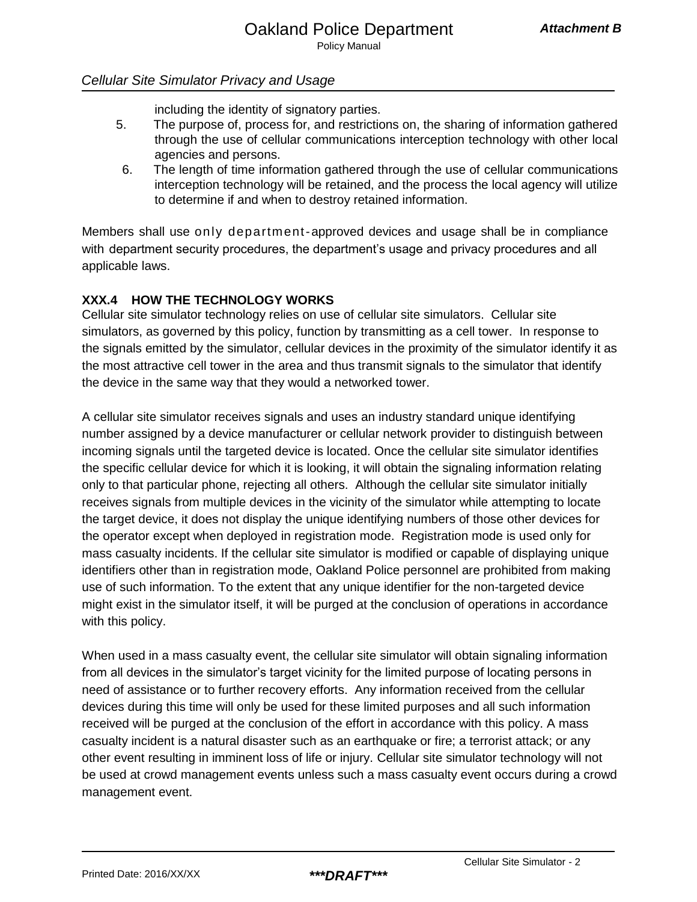including the identity of signatory parties.

5. The purpose of, process for, and restrictions on, the sharing of information gathered through the use of cellular communications interception technology with other local agencies and persons.
6. The length of time information gathered through the use of cellular communications interception technology will be retained, and the process the local agency will utilize to determine if and when to destroy retained information.

Members shall use only department-approved devices and usage shall be in compliance with department security procedures, the department's usage and privacy procedures and all applicable laws.

### XXX.4 HOW THE TECHNOLOGY WORKS

Cellular site simulator technology relies on use of cellular site simulators. Cellular site simulators, as governed by this policy, function by transmitting as a cell tower. In response to the signals emitted by the simulator, cellular devices in the proximity of the simulator identify it as the most attractive cell tower in the area and thus transmit signals to the simulator that identify the device in the same way that they would a networked tower.

A cellular site simulator receives signals and uses an industry standard unique identifying number assigned by a device manufacturer or cellular network provider to distinguish between incoming signals until the targeted device is located. Once the cellular site simulator identifies the specific cellular device for which it is looking, it will obtain the signaling information relating only to that particular phone, rejecting all others. Although the cellular site simulator initially receives signals from multiple devices in the vicinity of the simulator while attempting to locate the target device, it does not display the unique identifying numbers of those other devices for the operator except when deployed in registration mode. Registration mode is used only for mass casualty incidents. If the cellular site simulator is modified or capable of displaying unique identifiers other than in registration mode, Oakland Police personnel are prohibited from making use of such information. To the extent that any unique identifier for the non-targeted device might exist in the simulator itself, it will be purged at the conclusion of operations in accordance with this policy.

When used in a mass casualty event, the cellular site simulator will obtain signaling information from all devices in the simulator's target vicinity for the limited purpose of locating persons in need of assistance or to further recovery efforts. Any information received from the cellular devices during this time will only be used for these limited purposes and all such information received will be purged at the conclusion of the effort in accordance with this policy. A mass casualty incident is a natural disaster such as an earthquake or fire; a terrorist attack; or any other event resulting in imminent loss of life or injury. Cellular site simulator technology will not be used at crowd management events unless such a mass casualty event occurs during a crowd management event.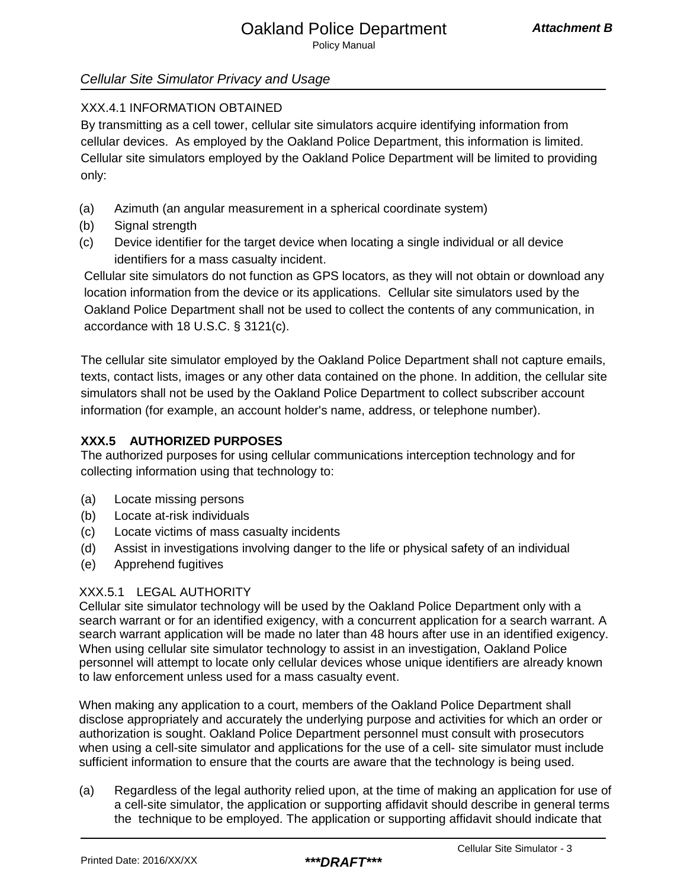*Cellular Site Simulator Privacy and Usage*

XXX.4.1 INFORMATION OBTAINED

By transmitting as a cell tower, cellular site simulators acquire identifying information from cellular devices. As employed by the Oakland Police Department, this information is limited. Cellular site simulators employed by the Oakland Police Department will be limited to providing only:

(a) Azimuth (an angular measurement in a spherical coordinate system)

(b) Signal strength

(c) Device identifier for the target device when locating a single individual or all device identifiers for a mass casualty incident.

Cellular site simulators do not function as GPS locators, as they will not obtain or download any location information from the device or its applications. Cellular site simulators used by the Oakland Police Department shall not be used to collect the contents of any communication, in accordance with 18 U.S.C. § 3121(c).

The cellular site simulator employed by the Oakland Police Department shall not capture emails, texts, contact lists, images or any other data contained on the phone. In addition, the cellular site simulators shall not be used by the Oakland Police Department to collect subscriber account information (for example, an account holder's name, address, or telephone number).

**XXX.5 AUTHORIZED PURPOSES**

The authorized purposes for using cellular communications interception technology and for collecting information using that technology to:

(a) Locate missing persons

(b) Locate at-risk individuals

(c) Locate victims of mass casualty incidents

(d) Assist in investigations involving danger to the life or physical safety of an individual

(e) Apprehend fugitives

XXX.5.1 LEGAL AUTHORITY

Cellular site simulator technology will be used by the Oakland Police Department only with a search warrant or for an identified exigency, with a concurrent application for a search warrant. A search warrant application will be made no later than 48 hours after use in an identified exigency. When using cellular site simulator technology to assist in an investigation, Oakland Police personnel will attempt to locate only cellular devices whose unique identifiers are already known to law enforcement unless used for a mass casualty event.

When making any application to a court, members of the Oakland Police Department shall disclose appropriately and accurately the underlying purpose and activities for which an order or authorization is sought. Oakland Police Department personnel must consult with prosecutors when using a cell-site simulator and applications for the use of a cell- site simulator must include sufficient information to ensure that the courts are aware that the technology is being used.

(a) Regardless of the legal authority relied upon, at the time of making an application for use of a cell-site simulator, the application or supporting affidavit should describe in general terms the technique to be employed. The application or supporting affidavit should indicate that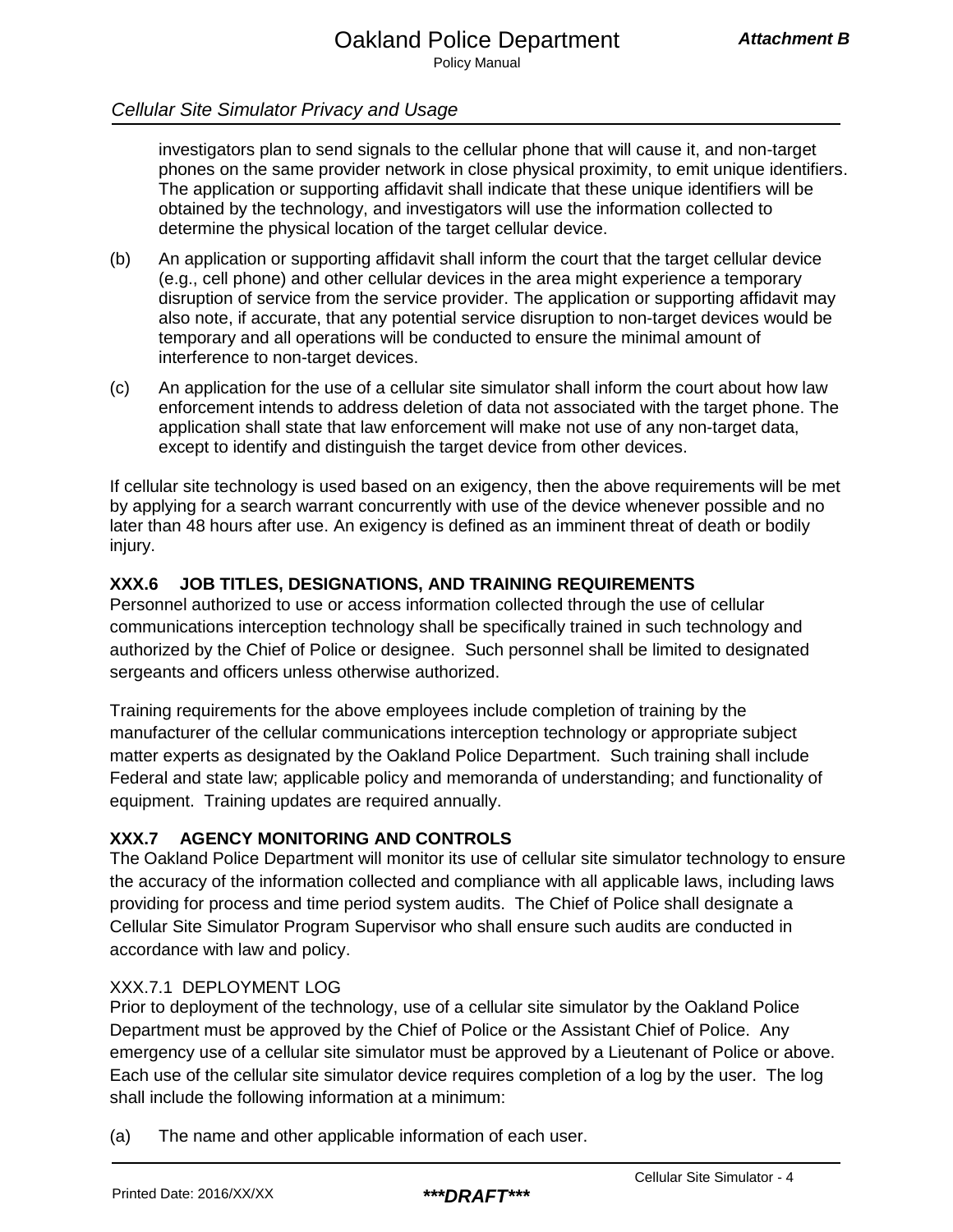investigators plan to send signals to the cellular phone that will cause it, and non-target phones on the same provider network in close physical proximity, to emit unique identifiers. The application or supporting affidavit shall indicate that these unique identifiers will be obtained by the technology, and investigators will use the information collected to determine the physical location of the target cellular device.

(b) An application or supporting affidavit shall inform the court that the target cellular device (e.g., cell phone) and other cellular devices in the area might experience a temporary disruption of service from the service provider. The application or supporting affidavit may also note, if accurate, that any potential service disruption to non-target devices would be temporary and all operations will be conducted to ensure the minimal amount of interference to non-target devices.

(c) An application for the use of a cellular site simulator shall inform the court about how law enforcement intends to address deletion of data not associated with the target phone. The application shall state that law enforcement will make not use of any non-target data, except to identify and distinguish the target device from other devices.

If cellular site technology is used based on an exigency, then the above requirements will be met by applying for a search warrant concurrently with use of the device whenever possible and no later than 48 hours after use. An exigency is defined as an imminent threat of death or bodily injury.

### XXX.6 JOB TITLES, DESIGNATIONS, AND TRAINING REQUIREMENTS

Personnel authorized to use or access information collected through the use of cellular communications interception technology shall be specifically trained in such technology and authorized by the Chief of Police or designee. Such personnel shall be limited to designated sergeants and officers unless otherwise authorized.

Training requirements for the above employees include completion of training by the manufacturer of the cellular communications interception technology or appropriate subject matter experts as designated by the Oakland Police Department. Such training shall include Federal and state law; applicable policy and memoranda of understanding; and functionality of equipment. Training updates are required annually.

### XXX.7 AGENCY MONITORING AND CONTROLS

The Oakland Police Department will monitor its use of cellular site simulator technology to ensure the accuracy of the information collected and compliance with all applicable laws, including laws providing for process and time period system audits. The Chief of Police shall designate a Cellular Site Simulator Program Supervisor who shall ensure such audits are conducted in accordance with law and policy.

#### XXX.7.1 DEPLOYMENT LOG

Prior to deployment of the technology, use of a cellular site simulator by the Oakland Police Department must be approved by the Chief of Police or the Assistant Chief of Police. Any emergency use of a cellular site simulator must be approved by a Lieutenant of Police or above. Each use of the cellular site simulator device requires completion of a log by the user. The log shall include the following information at a minimum:

(a) The name and other applicable information of each user.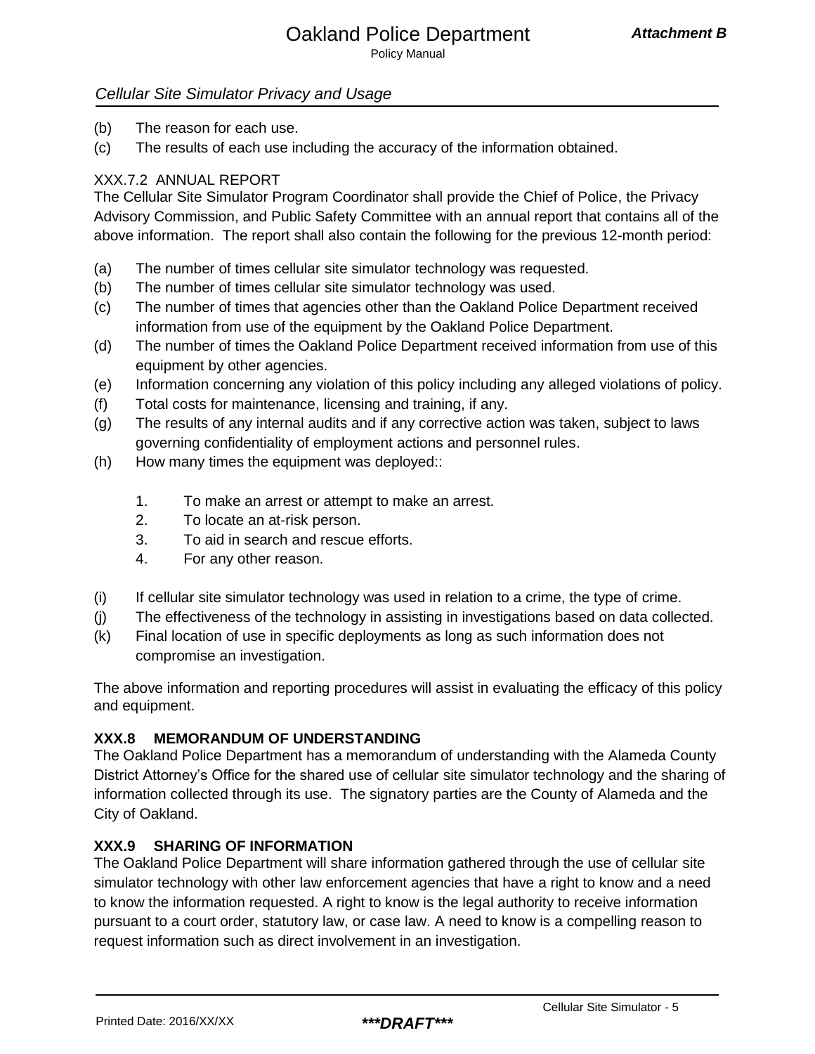(b) The reason for each use.

(c) The results of each use including the accuracy of the information obtained.

XXX.7.2 ANNUAL REPORT

The Cellular Site Simulator Program Coordinator shall provide the Chief of Police, the Privacy Advisory Commission, and Public Safety Committee with an annual report that contains all of the above information. The report shall also contain the following for the previous 12-month period:

(a) The number of times cellular site simulator technology was requested.

(b) The number of times cellular site simulator technology was used.

(c) The number of times that agencies other than the Oakland Police Department received information from use of the equipment by the Oakland Police Department.

(d) The number of times the Oakland Police Department received information from use of this equipment by other agencies.

(e) Information concerning any violation of this policy including any alleged violations of policy.

(f) Total costs for maintenance, licensing and training, if any.

(g) The results of any internal audits and if any corrective action was taken, subject to laws governing confidentiality of employment actions and personnel rules.

(h) How many times the equipment was deployed::

1. To make an arrest or attempt to make an arrest.
2. To locate an at-risk person.
3. To aid in search and rescue efforts.
4. For any other reason.

(i) If cellular site simulator technology was used in relation to a crime, the type of crime.

(j) The effectiveness of the technology in assisting in investigations based on data collected.

(k) Final location of use in specific deployments as long as such information does not compromise an investigation.

The above information and reporting procedures will assist in evaluating the efficacy of this policy and equipment.

**XXX.8 MEMORANDUM OF UNDERSTANDING**

The Oakland Police Department has a memorandum of understanding with the Alameda County District Attorney's Office for the shared use of cellular site simulator technology and the sharing of information collected through its use. The signatory parties are the County of Alameda and the City of Oakland.

**XXX.9 SHARING OF INFORMATION**

The Oakland Police Department will share information gathered through the use of cellular site simulator technology with other law enforcement agencies that have a right to know and a need to know the information requested. A right to know is the legal authority to receive information pursuant to a court order, statutory law, or case law. A need to know is a compelling reason to request information such as direct involvement in an investigation.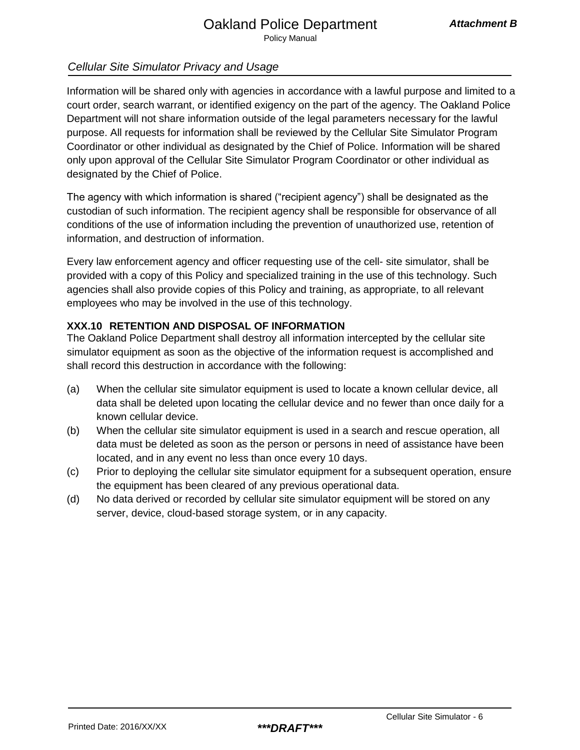Information will be shared only with agencies in accordance with a lawful purpose and limited to a court order, search warrant, or identified exigency on the part of the agency. The Oakland Police Department will not share information outside of the legal parameters necessary for the lawful purpose. All requests for information shall be reviewed by the Cellular Site Simulator Program Coordinator or other individual as designated by the Chief of Police. Information will be shared only upon approval of the Cellular Site Simulator Program Coordinator or other individual as designated by the Chief of Police.

The agency with which information is shared ("recipient agency") shall be designated as the custodian of such information. The recipient agency shall be responsible for observance of all conditions of the use of information including the prevention of unauthorized use, retention of information, and destruction of information.

Every law enforcement agency and officer requesting use of the cell- site simulator, shall be provided with a copy of this Policy and specialized training in the use of this technology. Such agencies shall also provide copies of this Policy and training, as appropriate, to all relevant employees who may be involved in the use of this technology.

**XXX.10 RETENTION AND DISPOSAL OF INFORMATION**

The Oakland Police Department shall destroy all information intercepted by the cellular site simulator equipment as soon as the objective of the information request is accomplished and shall record this destruction in accordance with the following:

(a) When the cellular site simulator equipment is used to locate a known cellular device, all data shall be deleted upon locating the cellular device and no fewer than once daily for a known cellular device.

(b) When the cellular site simulator equipment is used in a search and rescue operation, all data must be deleted as soon as the person or persons in need of assistance have been located, and in any event no less than once every 10 days.

(c) Prior to deploying the cellular site simulator equipment for a subsequent operation, ensure the equipment has been cleared of any previous operational data.

(d) No data derived or recorded by cellular site simulator equipment will be stored on any server, device, cloud-based storage system, or in any capacity.